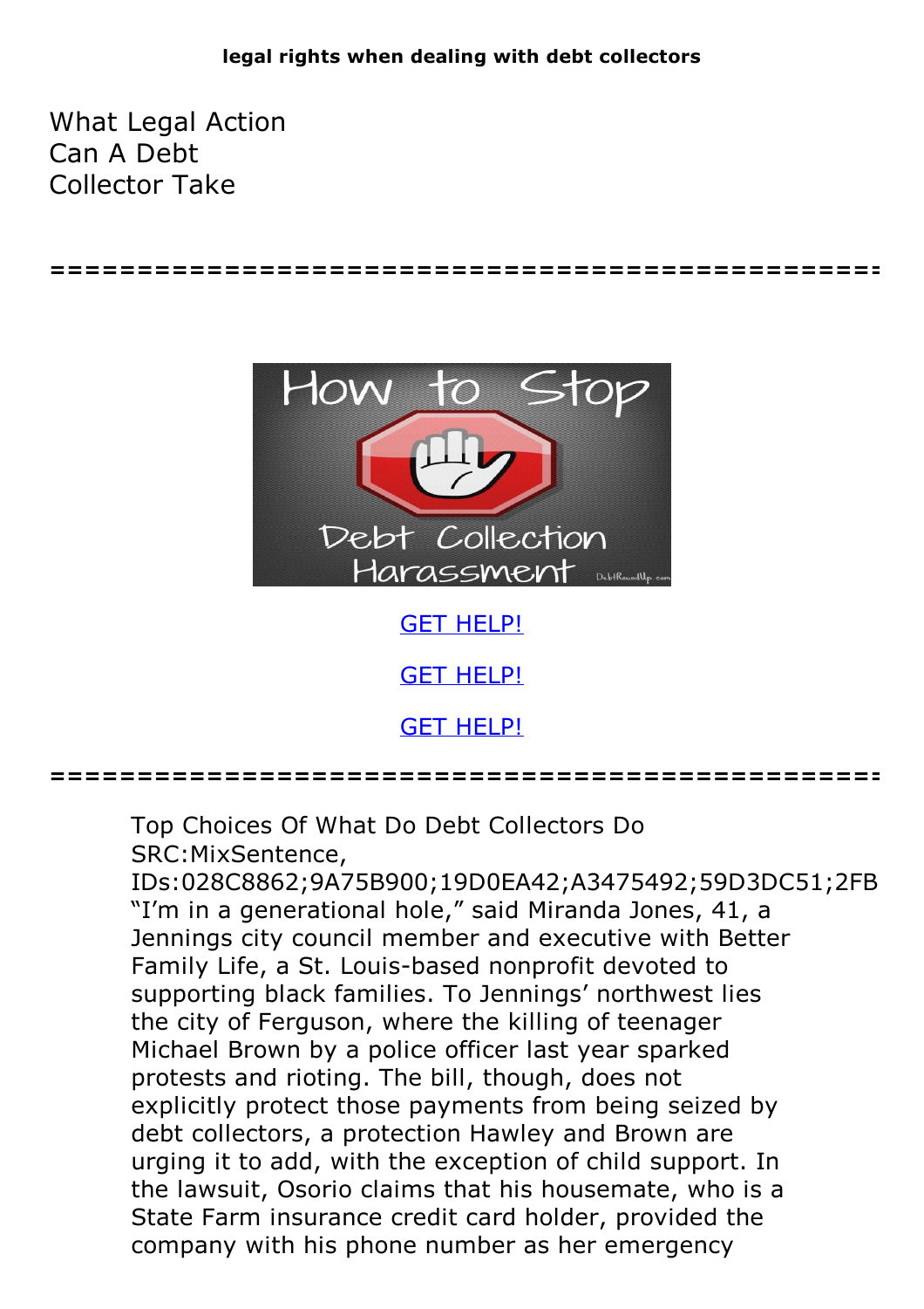**legal rights when dealing with debt collectors**

What Legal Action Can A Debt Collector Take

=================================================

GET HELP!

GET HELP!

GET HELP!

=================================================

Top Choices Of What Do Debt Collectors Do
SRC:MixSentence,
IDs:028C8862;9A75B900;19D0EA42;A3475492;59D3DC51;2FB
"I'm in a generational hole," said Miranda Jones, 41, a Jennings city council member and executive with Better Family Life, a St. Louis-based nonprofit devoted to supporting black families. To Jennings' northwest lies the city of Ferguson, where the killing of teenager Michael Brown by a police officer last year sparked protests and rioting. The bill, though, does not explicitly protect those payments from being seized by debt collectors, a protection Hawley and Brown are urging it to add, with the exception of child support. In the lawsuit, Osorio claims that his housemate, who is a State Farm insurance credit card holder, provided the company with his phone number as her emergency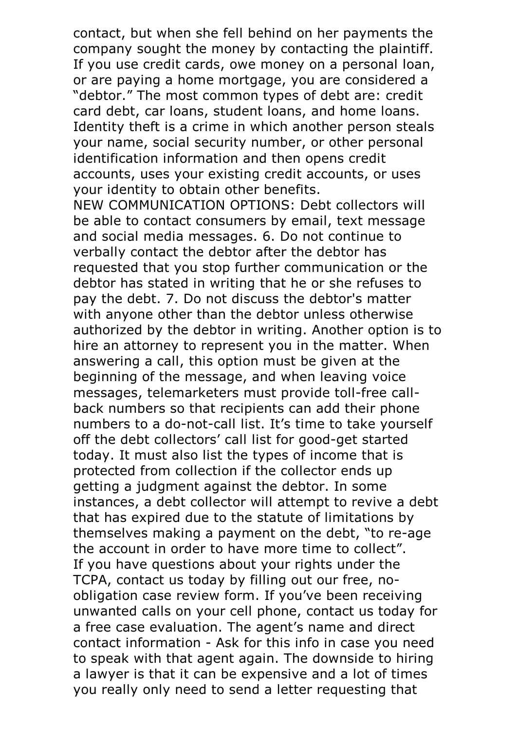contact, but when she fell behind on her payments the company sought the money by contacting the plaintiff. If you use credit cards, owe money on a personal loan, or are paying a home mortgage, you are considered a "debtor." The most common types of debt are: credit card debt, car loans, student loans, and home loans. Identity theft is a crime in which another person steals your name, social security number, or other personal identification information and then opens credit accounts, uses your existing credit accounts, or uses your identity to obtain other benefits.
NEW COMMUNICATION OPTIONS: Debt collectors will be able to contact consumers by email, text message and social media messages. 6. Do not continue to verbally contact the debtor after the debtor has requested that you stop further communication or the debtor has stated in writing that he or she refuses to pay the debt. 7. Do not discuss the debtor's matter with anyone other than the debtor unless otherwise authorized by the debtor in writing. Another option is to hire an attorney to represent you in the matter. When answering a call, this option must be given at the beginning of the message, and when leaving voice messages, telemarketers must provide toll-free call-back numbers so that recipients can add their phone numbers to a do-not-call list. It's time to take yourself off the debt collectors' call list for good-get started today. It must also list the types of income that is protected from collection if the collector ends up getting a judgment against the debtor. In some instances, a debt collector will attempt to revive a debt that has expired due to the statute of limitations by themselves making a payment on the debt, "to re-age the account in order to have more time to collect".
If you have questions about your rights under the TCPA, contact us today by filling out our free, no-obligation case review form. If you've been receiving unwanted calls on your cell phone, contact us today for a free case evaluation. The agent's name and direct contact information - Ask for this info in case you need to speak with that agent again. The downside to hiring a lawyer is that it can be expensive and a lot of times you really only need to send a letter requesting that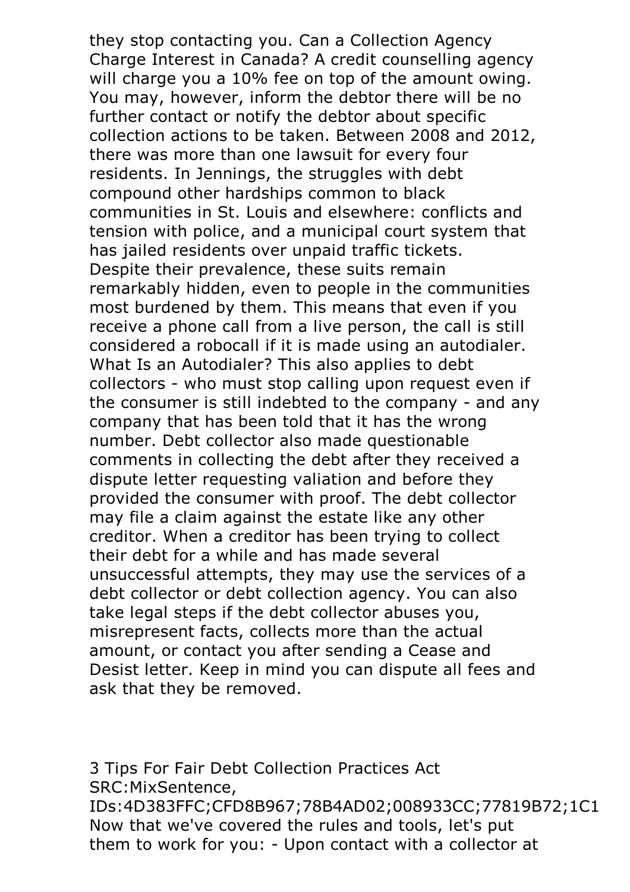they stop contacting you. Can a Collection Agency Charge Interest in Canada? A credit counselling agency will charge you a 10% fee on top of the amount owing. You may, however, inform the debtor there will be no further contact or notify the debtor about specific collection actions to be taken. Between 2008 and 2012, there was more than one lawsuit for every four residents. In Jennings, the struggles with debt compound other hardships common to black communities in St. Louis and elsewhere: conflicts and tension with police, and a municipal court system that has jailed residents over unpaid traffic tickets. Despite their prevalence, these suits remain remarkably hidden, even to people in the communities most burdened by them. This means that even if you receive a phone call from a live person, the call is still considered a robocall if it is made using an autodialer. What Is an Autodialer? This also applies to debt collectors - who must stop calling upon request even if the consumer is still indebted to the company - and any company that has been told that it has the wrong number. Debt collector also made questionable comments in collecting the debt after they received a dispute letter requesting valiation and before they provided the consumer with proof. The debt collector may file a claim against the estate like any other creditor. When a creditor has been trying to collect their debt for a while and has made several unsuccessful attempts, they may use the services of a debt collector or debt collection agency. You can also take legal steps if the debt collector abuses you, misrepresent facts, collects more than the actual amount, or contact you after sending a Cease and Desist letter. Keep in mind you can dispute all fees and ask that they be removed.

3 Tips For Fair Debt Collection Practices Act
SRC:MixSentence,
IDs:4D383FFC;CFD8B967;78B4AD02;008933CC;77819B72;1C1
Now that we've covered the rules and tools, let's put them to work for you: - Upon contact with a collector at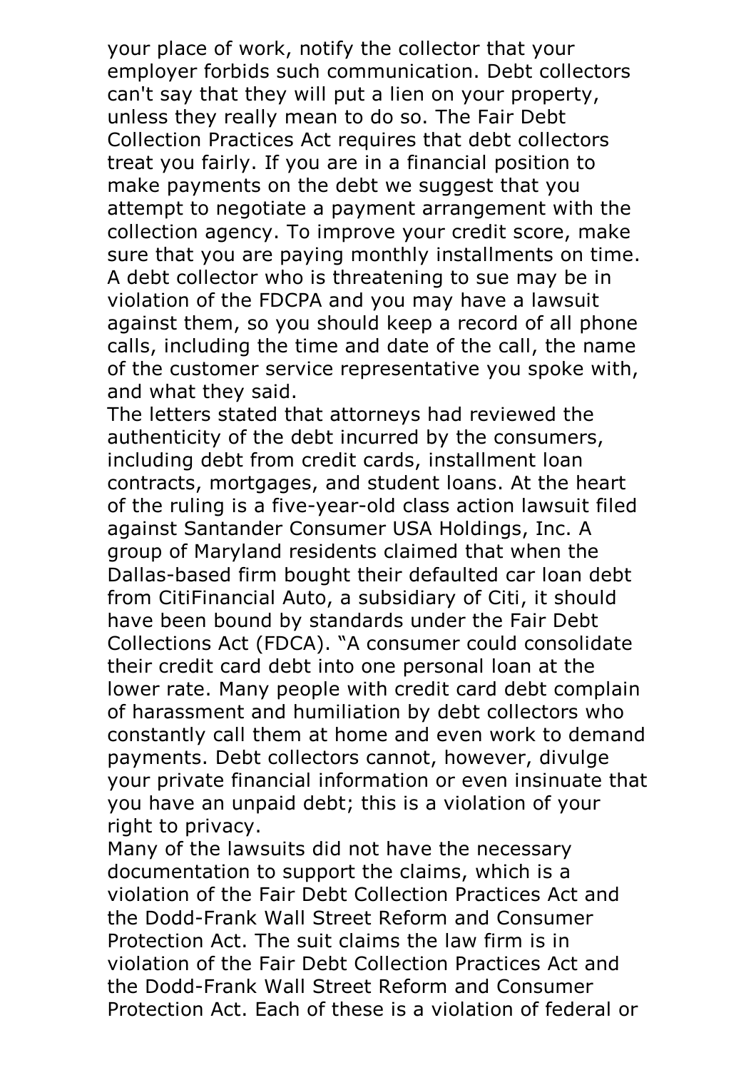your place of work, notify the collector that your employer forbids such communication. Debt collectors can't say that they will put a lien on your property, unless they really mean to do so. The Fair Debt Collection Practices Act requires that debt collectors treat you fairly. If you are in a financial position to make payments on the debt we suggest that you attempt to negotiate a payment arrangement with the collection agency. To improve your credit score, make sure that you are paying monthly installments on time. A debt collector who is threatening to sue may be in violation of the FDCPA and you may have a lawsuit against them, so you should keep a record of all phone calls, including the time and date of the call, the name of the customer service representative you spoke with, and what they said.

The letters stated that attorneys had reviewed the authenticity of the debt incurred by the consumers, including debt from credit cards, installment loan contracts, mortgages, and student loans. At the heart of the ruling is a five-year-old class action lawsuit filed against Santander Consumer USA Holdings, Inc. A group of Maryland residents claimed that when the Dallas-based firm bought their defaulted car loan debt from CitiFinancial Auto, a subsidiary of Citi, it should have been bound by standards under the Fair Debt Collections Act (FDCA). "A consumer could consolidate their credit card debt into one personal loan at the lower rate. Many people with credit card debt complain of harassment and humiliation by debt collectors who constantly call them at home and even work to demand payments. Debt collectors cannot, however, divulge your private financial information or even insinuate that you have an unpaid debt; this is a violation of your right to privacy.

Many of the lawsuits did not have the necessary documentation to support the claims, which is a violation of the Fair Debt Collection Practices Act and the Dodd-Frank Wall Street Reform and Consumer Protection Act. The suit claims the law firm is in violation of the Fair Debt Collection Practices Act and the Dodd-Frank Wall Street Reform and Consumer Protection Act. Each of these is a violation of federal or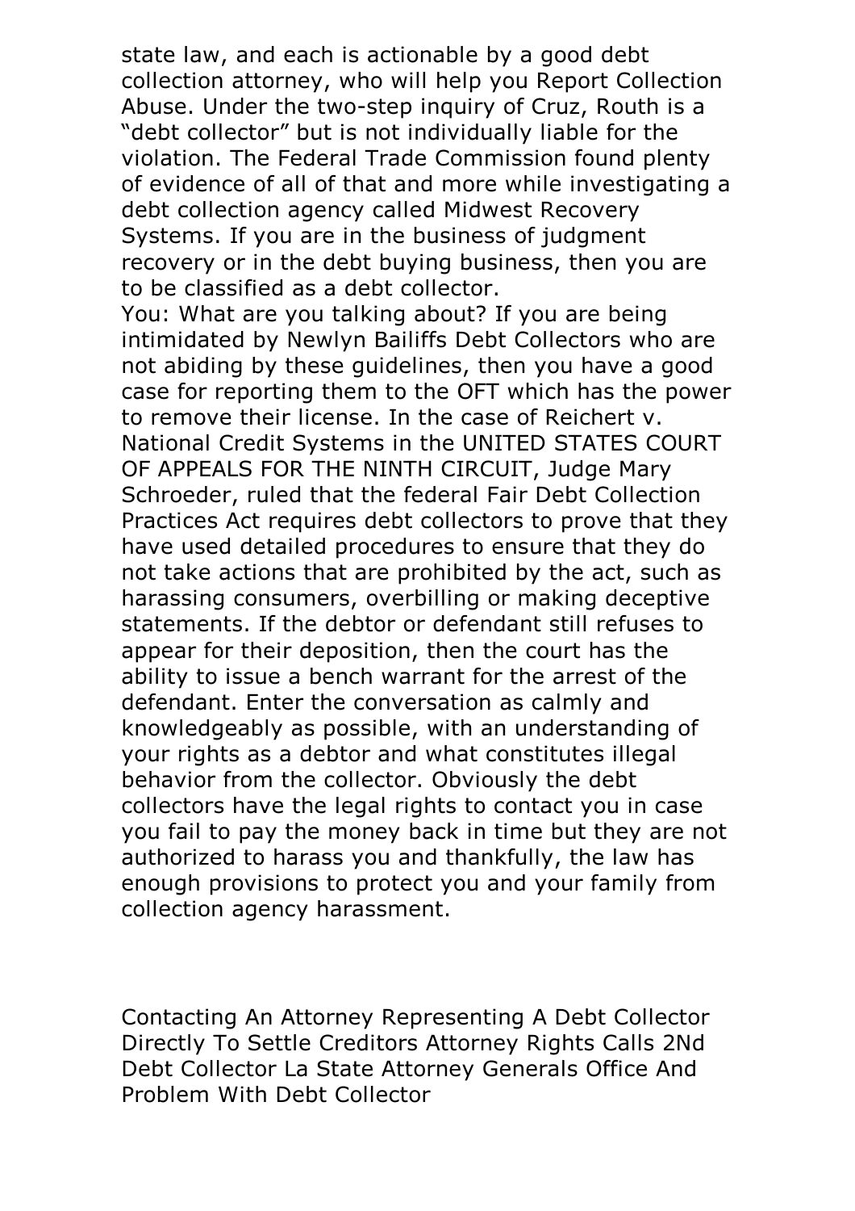state law, and each is actionable by a good debt collection attorney, who will help you Report Collection Abuse. Under the two-step inquiry of Cruz, Routh is a “debt collector” but is not individually liable for the violation. The Federal Trade Commission found plenty of evidence of all of that and more while investigating a debt collection agency called Midwest Recovery Systems. If you are in the business of judgment recovery or in the debt buying business, then you are to be classified as a debt collector.
You: What are you talking about? If you are being intimidated by Newlyn Bailiffs Debt Collectors who are not abiding by these guidelines, then you have a good case for reporting them to the OFT which has the power to remove their license. In the case of Reichert v. National Credit Systems in the UNITED STATES COURT OF APPEALS FOR THE NINTH CIRCUIT, Judge Mary Schroeder, ruled that the federal Fair Debt Collection Practices Act requires debt collectors to prove that they have used detailed procedures to ensure that they do not take actions that are prohibited by the act, such as harassing consumers, overbilling or making deceptive statements. If the debtor or defendant still refuses to appear for their deposition, then the court has the ability to issue a bench warrant for the arrest of the defendant. Enter the conversation as calmly and knowledgeably as possible, with an understanding of your rights as a debtor and what constitutes illegal behavior from the collector. Obviously the debt collectors have the legal rights to contact you in case you fail to pay the money back in time but they are not authorized to harass you and thankfully, the law has enough provisions to protect you and your family from collection agency harassment.

Contacting An Attorney Representing A Debt Collector Directly To Settle Creditors Attorney Rights Calls 2Nd Debt Collector La State Attorney Generals Office And Problem With Debt Collector